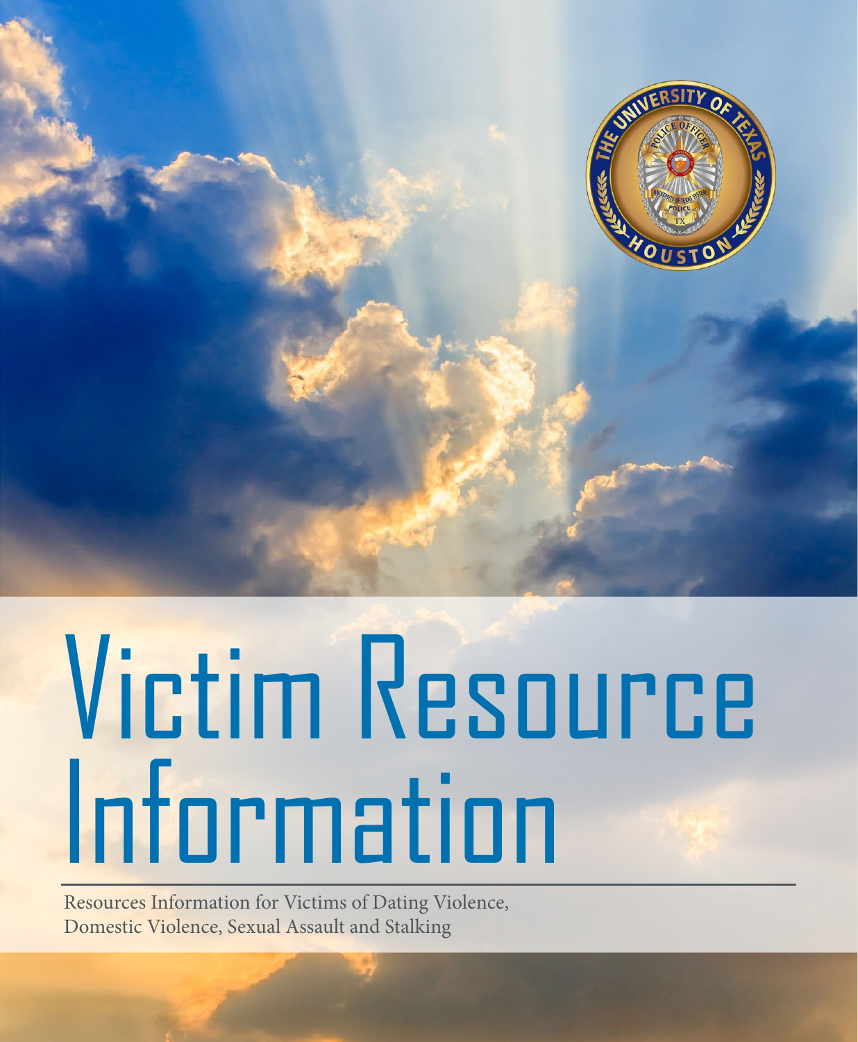# Victim Resource Information

Resources Information for Victims of Dating Violence, Domestic Violence, Sexual Assault and Stalking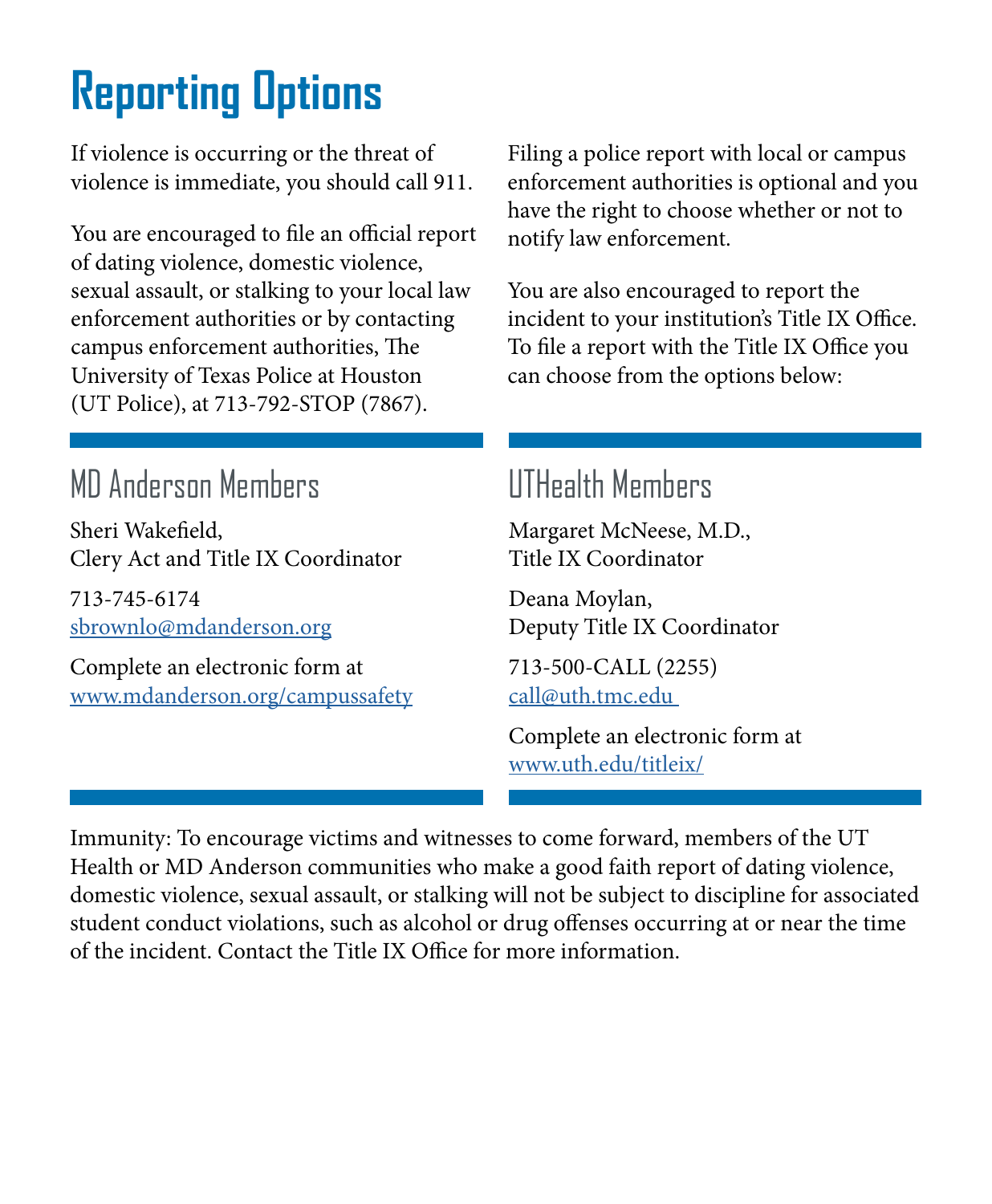# Reporting Options

If violence is occurring or the threat of violence is immediate, you should call 911.

You are encouraged to file an official report of dating violence, domestic violence, sexual assault, or stalking to your local law enforcement authorities or by contacting campus enforcement authorities, The University of Texas Police at Houston (UT Police), at 713-792-STOP (7867).

Filing a police report with local or campus enforcement authorities is optional and you have the right to choose whether or not to notify law enforcement.

You are also encouraged to report the incident to your institution's Title IX Office. To file a report with the Title IX Office you can choose from the options below:

## MD Anderson Members

Sheri Wakefield,
Clery Act and Title IX Coordinator

713-745-6174
sbrownlo@mdanderson.org

Complete an electronic form at
www.mdanderson.org/campussafety

## UTHealth Members

Margaret McNeese, M.D.,
Title IX Coordinator

Deana Moylan,
Deputy Title IX Coordinator

713-500-CALL (2255)
call@uth.tmc.edu

Complete an electronic form at
www.uth.edu/titleix/

Immunity: To encourage victims and witnesses to come forward, members of the UT Health or MD Anderson communities who make a good faith report of dating violence, domestic violence, sexual assault, or stalking will not be subject to discipline for associated student conduct violations, such as alcohol or drug offenses occurring at or near the time of the incident. Contact the Title IX Office for more information.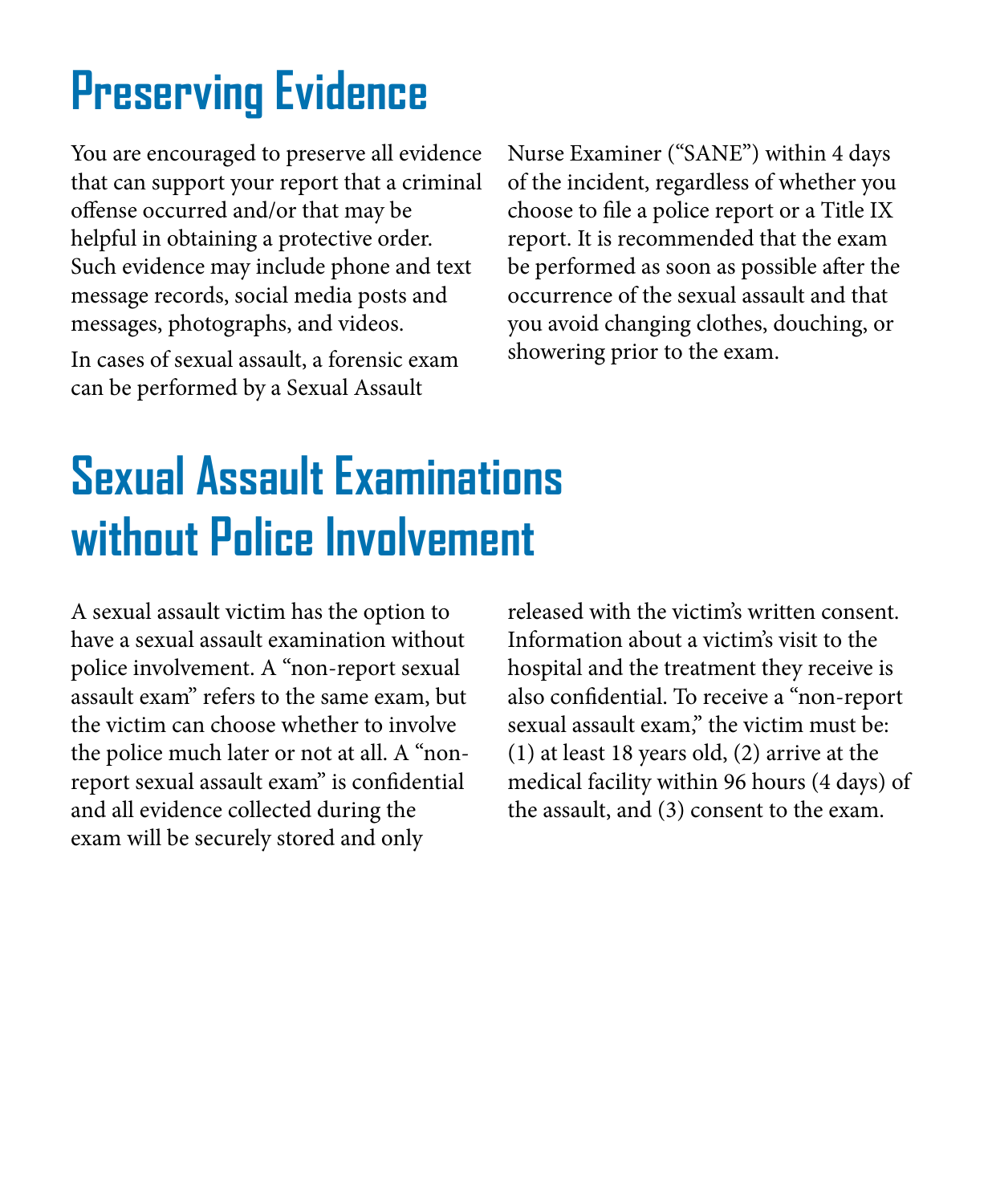# Preserving Evidence

You are encouraged to preserve all evidence that can support your report that a criminal offense occurred and/or that may be helpful in obtaining a protective order. Such evidence may include phone and text message records, social media posts and messages, photographs, and videos.

In cases of sexual assault, a forensic exam can be performed by a Sexual Assault Nurse Examiner ("SANE") within 4 days of the incident, regardless of whether you choose to file a police report or a Title IX report. It is recommended that the exam be performed as soon as possible after the occurrence of the sexual assault and that you avoid changing clothes, douching, or showering prior to the exam.

# Sexual Assault Examinations without Police Involvement

A sexual assault victim has the option to have a sexual assault examination without police involvement. A "non-report sexual assault exam" refers to the same exam, but the victim can choose whether to involve the police much later or not at all. A "non-report sexual assault exam" is confidential and all evidence collected during the exam will be securely stored and only released with the victim's written consent. Information about a victim's visit to the hospital and the treatment they receive is also confidential. To receive a "non-report sexual assault exam," the victim must be: (1) at least 18 years old, (2) arrive at the medical facility within 96 hours (4 days) of the assault, and (3) consent to the exam.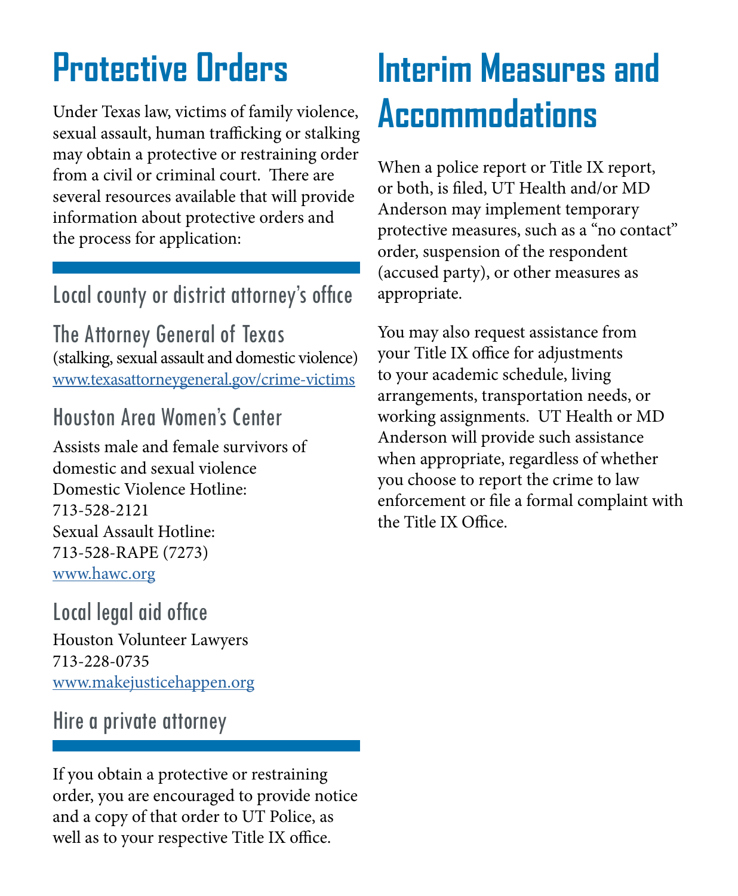# Protective Orders

Under Texas law, victims of family violence, sexual assault, human trafficking or stalking may obtain a protective or restraining order from a civil or criminal court. There are several resources available that will provide information about protective orders and the process for application:

### Local county or district attorney's office

### The Attorney General of Texas

(stalking, sexual assault and domestic violence)
www.texasattorneygeneral.gov/crime-victims

### Houston Area Women's Center

Assists male and female survivors of domestic and sexual violence
Domestic Violence Hotline:
713-528-2121
Sexual Assault Hotline:
713-528-RAPE (7273)
www.hawc.org

### Local legal aid office

Houston Volunteer Lawyers
713-228-0735
www.makejusticehappen.org

### Hire a private attorney

If you obtain a protective or restraining order, you are encouraged to provide notice and a copy of that order to UT Police, as well as to your respective Title IX office.

# Interim Measures and Accommodations

When a police report or Title IX report, or both, is filed, UT Health and/or MD Anderson may implement temporary protective measures, such as a "no contact" order, suspension of the respondent (accused party), or other measures as appropriate.

You may also request assistance from your Title IX office for adjustments to your academic schedule, living arrangements, transportation needs, or working assignments. UT Health or MD Anderson will provide such assistance when appropriate, regardless of whether you choose to report the crime to law enforcement or file a formal complaint with the Title IX Office.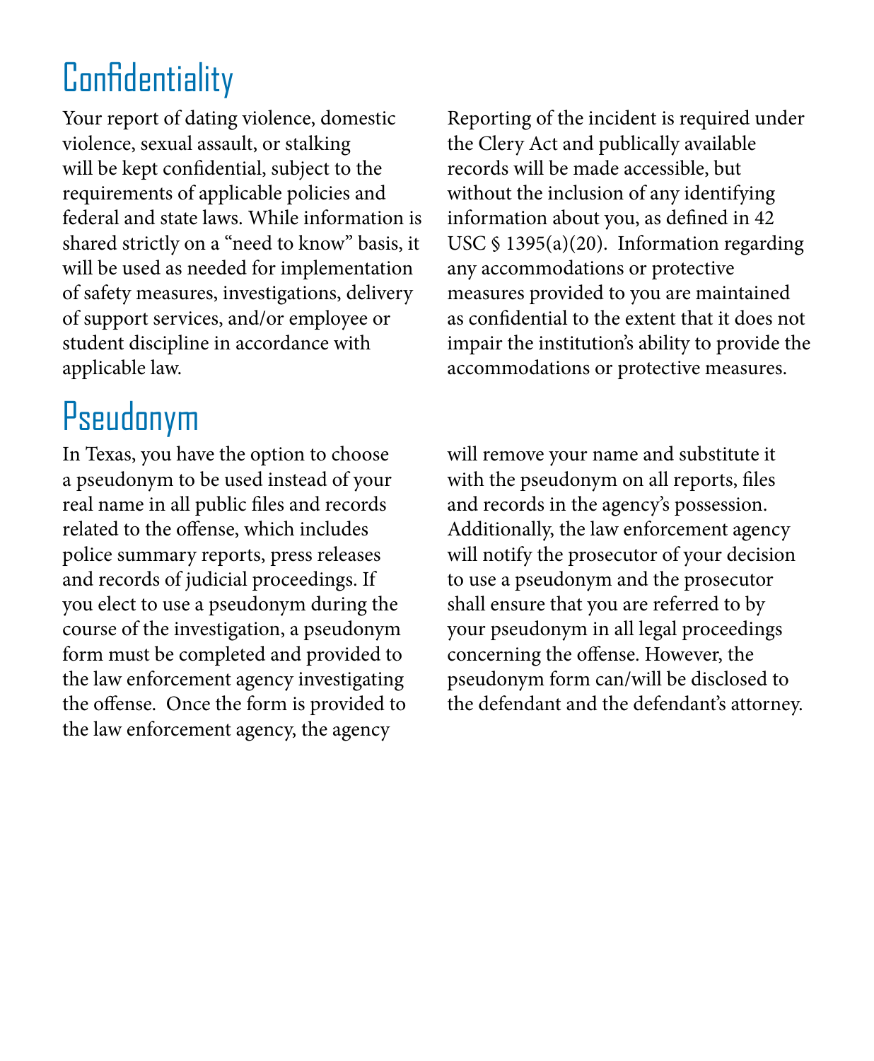## Confidentiality

Your report of dating violence, domestic violence, sexual assault, or stalking will be kept confidential, subject to the requirements of applicable policies and federal and state laws. While information is shared strictly on a "need to know" basis, it will be used as needed for implementation of safety measures, investigations, delivery of support services, and/or employee or student discipline in accordance with applicable law. Reporting of the incident is required under the Clery Act and publically available records will be made accessible, but without the inclusion of any identifying information about you, as defined in 42 USC § 1395(a)(20). Information regarding any accommodations or protective measures provided to you are maintained as confidential to the extent that it does not impair the institution's ability to provide the accommodations or protective measures.

## Pseudonym

In Texas, you have the option to choose a pseudonym to be used instead of your real name in all public files and records related to the offense, which includes police summary reports, press releases and records of judicial proceedings. If you elect to use a pseudonym during the course of the investigation, a pseudonym form must be completed and provided to the law enforcement agency investigating the offense. Once the form is provided to the law enforcement agency, the agency will remove your name and substitute it with the pseudonym on all reports, files and records in the agency's possession. Additionally, the law enforcement agency will notify the prosecutor of your decision to use a pseudonym and the prosecutor shall ensure that you are referred to by your pseudonym in all legal proceedings concerning the offense. However, the pseudonym form can/will be disclosed to the defendant and the defendant's attorney.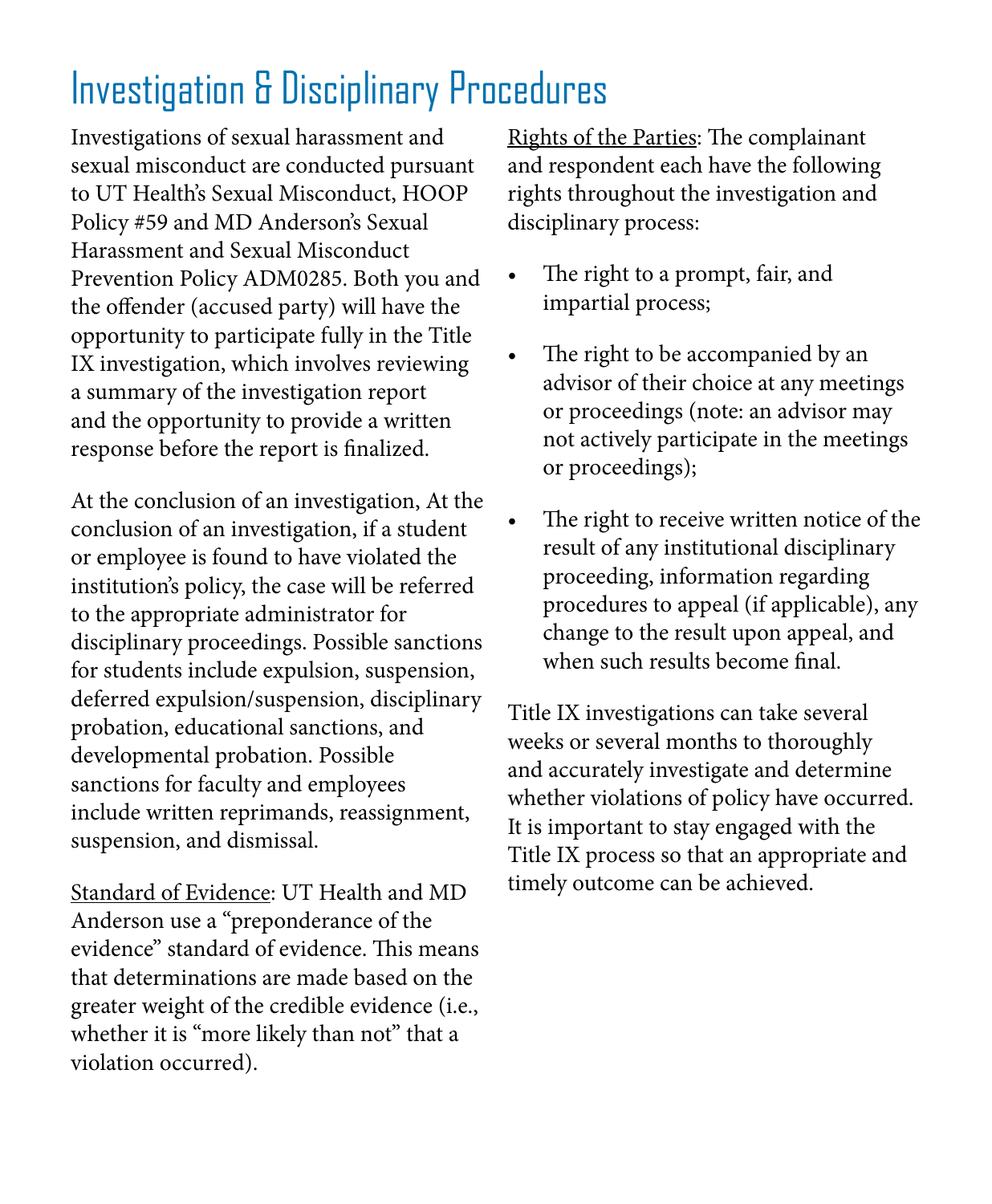# Investigation & Disciplinary Procedures

Investigations of sexual harassment and sexual misconduct are conducted pursuant to UT Health's Sexual Misconduct, HOOP Policy #59 and MD Anderson's Sexual Harassment and Sexual Misconduct Prevention Policy ADM0285. Both you and the offender (accused party) will have the opportunity to participate fully in the Title IX investigation, which involves reviewing a summary of the investigation report and the opportunity to provide a written response before the report is finalized.

At the conclusion of an investigation, At the conclusion of an investigation, if a student or employee is found to have violated the institution's policy, the case will be referred to the appropriate administrator for disciplinary proceedings. Possible sanctions for students include expulsion, suspension, deferred expulsion/suspension, disciplinary probation, educational sanctions, and developmental probation. Possible sanctions for faculty and employees include written reprimands, reassignment, suspension, and dismissal.

Standard of Evidence: UT Health and MD Anderson use a "preponderance of the evidence" standard of evidence. This means that determinations are made based on the greater weight of the credible evidence (i.e., whether it is "more likely than not" that a violation occurred).

Rights of the Parties: The complainant and respondent each have the following rights throughout the investigation and disciplinary process:

- The right to a prompt, fair, and impartial process;
- The right to be accompanied by an advisor of their choice at any meetings or proceedings (note: an advisor may not actively participate in the meetings or proceedings);
- The right to receive written notice of the result of any institutional disciplinary proceeding, information regarding procedures to appeal (if applicable), any change to the result upon appeal, and when such results become final.

Title IX investigations can take several weeks or several months to thoroughly and accurately investigate and determine whether violations of policy have occurred. It is important to stay engaged with the Title IX process so that an appropriate and timely outcome can be achieved.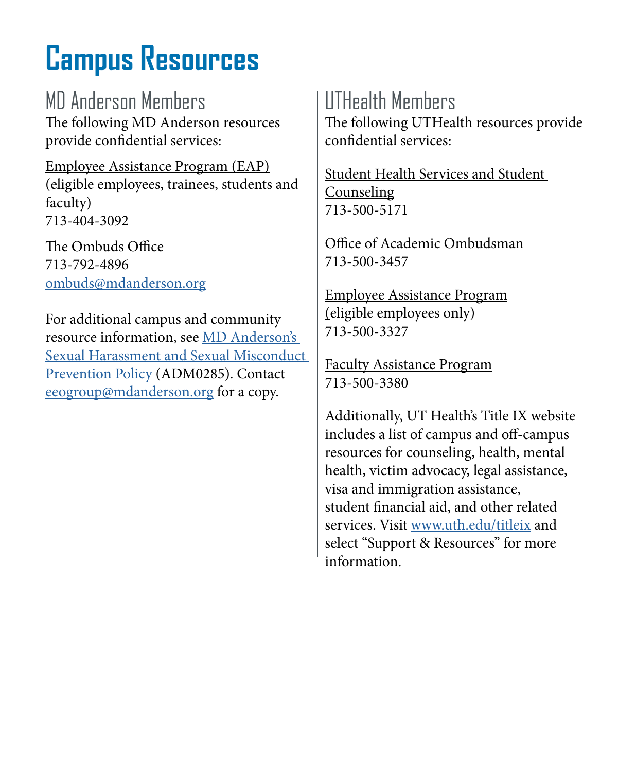# Campus Resources

## MD Anderson Members

The following MD Anderson resources provide confidential services:

Employee Assistance Program (EAP)
(eligible employees, trainees, students and faculty)
713-404-3092

The Ombuds Office
713-792-4896
ombuds@mdanderson.org

For additional campus and community resource information, see MD Anderson's Sexual Harassment and Sexual Misconduct Prevention Policy (ADM0285). Contact eeogroup@mdanderson.org for a copy.

## UTHealth Members

The following UTHealth resources provide confidential services:

Student Health Services and Student Counseling
713-500-5171

Office of Academic Ombudsman
713-500-3457

Employee Assistance Program
(eligible employees only)
713-500-3327

Faculty Assistance Program
713-500-3380

Additionally, UT Health's Title IX website includes a list of campus and off-campus resources for counseling, health, mental health, victim advocacy, legal assistance, visa and immigration assistance, student financial aid, and other related services. Visit www.uth.edu/titleix and select "Support & Resources" for more information.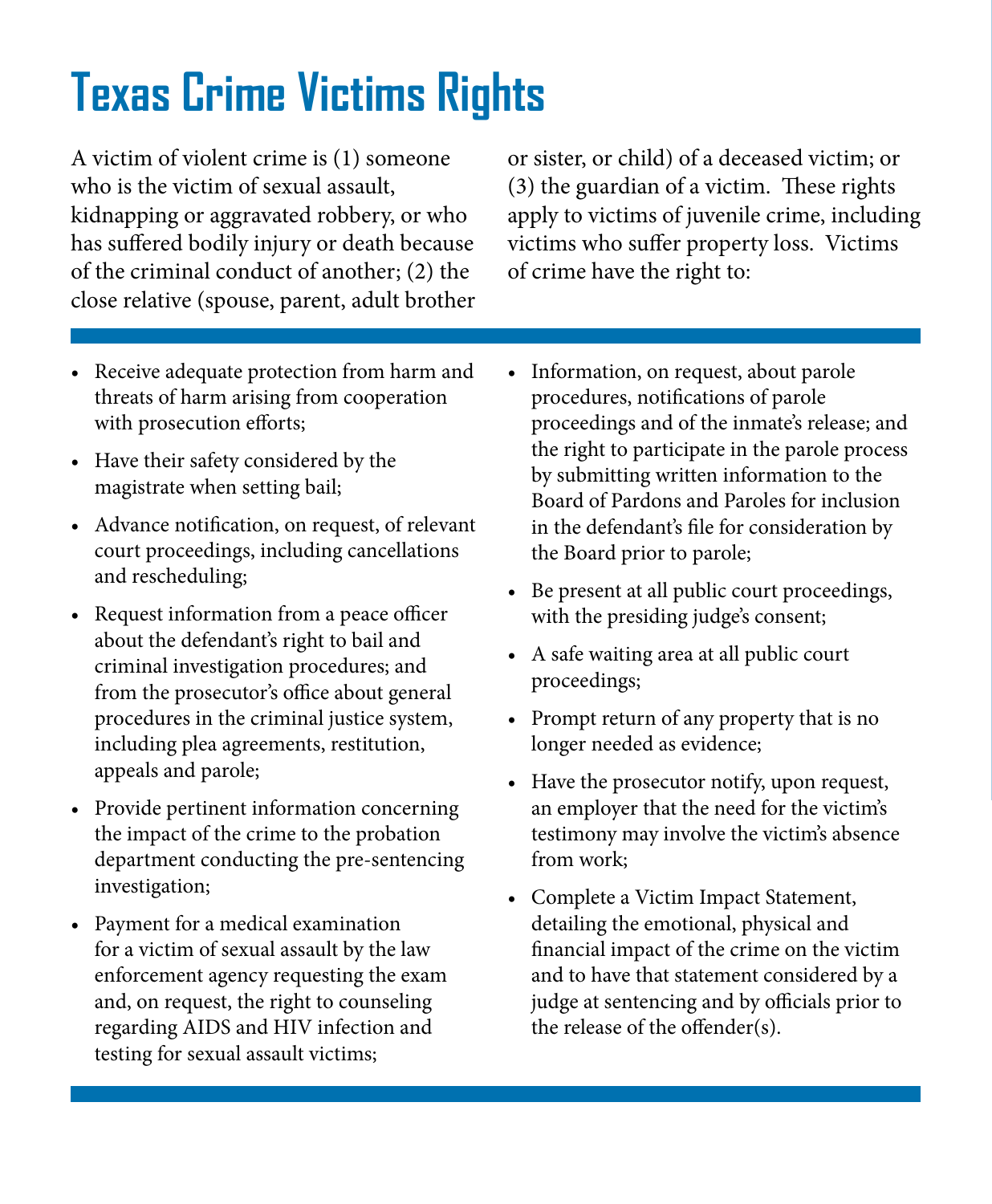# Texas Crime Victims Rights

A victim of violent crime is (1) someone who is the victim of sexual assault, kidnapping or aggravated robbery, or who has suffered bodily injury or death because of the criminal conduct of another; (2) the close relative (spouse, parent, adult brother or sister, or child) of a deceased victim; or (3) the guardian of a victim. These rights apply to victims of juvenile crime, including victims who suffer property loss. Victims of crime have the right to:

- Receive adequate protection from harm and threats of harm arising from cooperation with prosecution efforts;
- Have their safety considered by the magistrate when setting bail;
- Advance notification, on request, of relevant court proceedings, including cancellations and rescheduling;
- Request information from a peace officer about the defendant's right to bail and criminal investigation procedures; and from the prosecutor's office about general procedures in the criminal justice system, including plea agreements, restitution, appeals and parole;
- Provide pertinent information concerning the impact of the crime to the probation department conducting the pre-sentencing investigation;
- Payment for a medical examination for a victim of sexual assault by the law enforcement agency requesting the exam and, on request, the right to counseling regarding AIDS and HIV infection and testing for sexual assault victims;
- Information, on request, about parole procedures, notifications of parole proceedings and of the inmate's release; and the right to participate in the parole process by submitting written information to the Board of Pardons and Paroles for inclusion in the defendant's file for consideration by the Board prior to parole;
- Be present at all public court proceedings, with the presiding judge's consent;
- A safe waiting area at all public court proceedings;
- Prompt return of any property that is no longer needed as evidence;
- Have the prosecutor notify, upon request, an employer that the need for the victim's testimony may involve the victim's absence from work;
- Complete a Victim Impact Statement, detailing the emotional, physical and financial impact of the crime on the victim and to have that statement considered by a judge at sentencing and by officials prior to the release of the offender(s).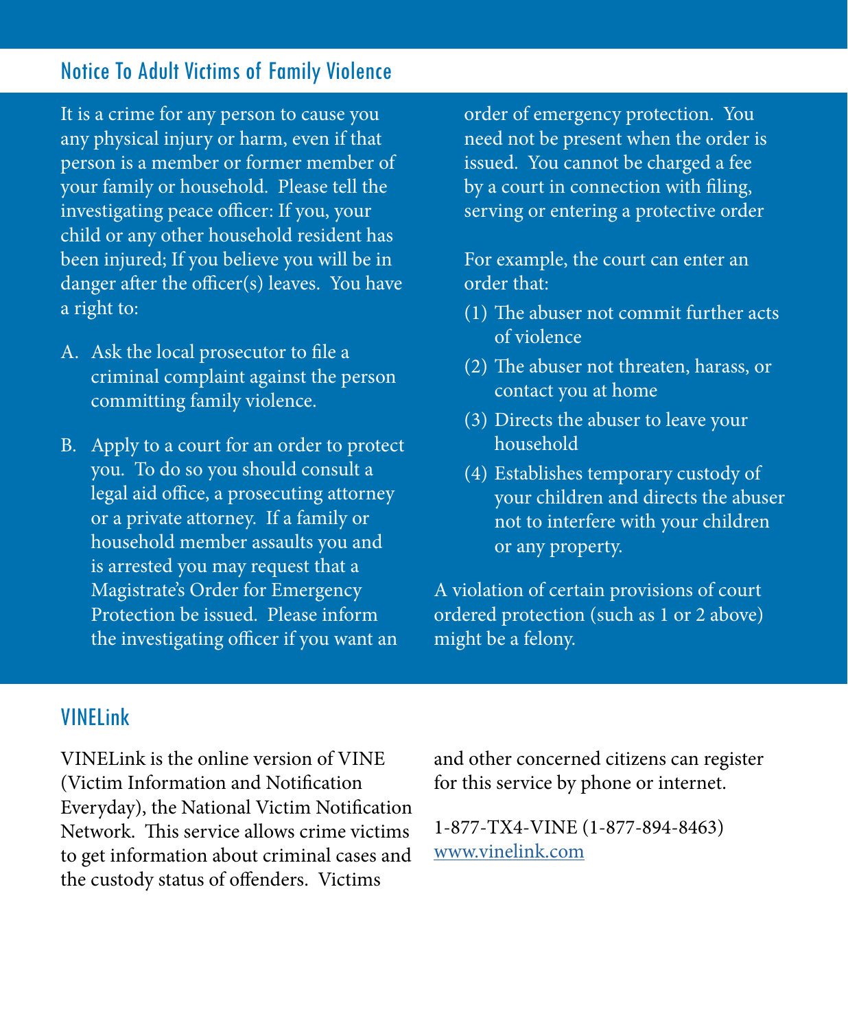## Notice To Adult Victims of Family Violence

It is a crime for any person to cause you any physical injury or harm, even if that person is a member or former member of your family or household. Please tell the investigating peace officer: If you, your child or any other household resident has been injured; If you believe you will be in danger after the officer(s) leaves. You have a right to:

A. Ask the local prosecutor to file a criminal complaint against the person committing family violence.

B. Apply to a court for an order to protect you. To do so you should consult a legal aid office, a prosecuting attorney or a private attorney. If a family or household member assaults you and is arrested you may request that a Magistrate's Order for Emergency Protection be issued. Please inform the investigating officer if you want an order of emergency protection. You need not be present when the order is issued. You cannot be charged a fee by a court in connection with filing, serving or entering a protective order

   For example, the court can enter an order that:

   (1) The abuser not commit further acts of violence
   (2) The abuser not threaten, harass, or contact you at home
   (3) Directs the abuser to leave your household
   (4) Establishes temporary custody of your children and directs the abuser not to interfere with your children or any property.

A violation of certain provisions of court ordered protection (such as 1 or 2 above) might be a felony.

## VINELink

VINELink is the online version of VINE (Victim Information and Notification Everyday), the National Victim Notification Network. This service allows crime victims to get information about criminal cases and the custody status of offenders. Victims and other concerned citizens can register for this service by phone or internet.

1-877-TX4-VINE (1-877-894-8463)
www.vinelink.com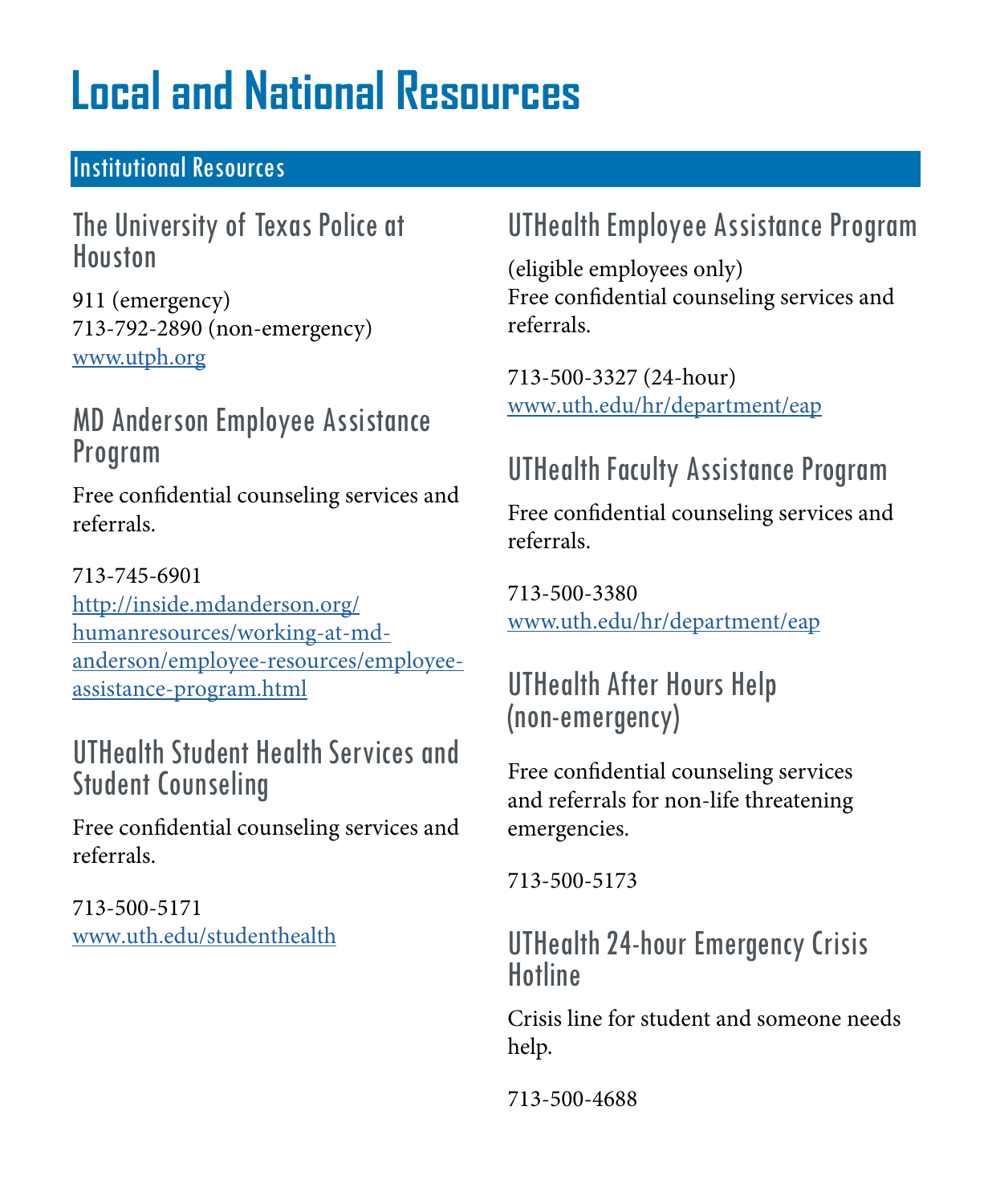# Local and National Resources

## Institutional Resources

### The University of Texas Police at Houston

911 (emergency)
713-792-2890 (non-emergency)
www.utph.org

### MD Anderson Employee Assistance Program

Free confidential counseling services and referrals.

713-745-6901
http://inside.mdanderson.org/humanresources/working-at-md-anderson/employee-resources/employee-assistance-program.html

### UTHealth Student Health Services and Student Counseling

Free confidential counseling services and referrals.

713-500-5171
www.uth.edu/studenthealth

### UTHealth Employee Assistance Program

(eligible employees only)
Free confidential counseling services and referrals.

713-500-3327 (24-hour)
www.uth.edu/hr/department/eap

### UTHealth Faculty Assistance Program

Free confidential counseling services and referrals.

713-500-3380
www.uth.edu/hr/department/eap

### UTHealth After Hours Help (non-emergency)

Free confidential counseling services and referrals for non-life threatening emergencies.

713-500-5173

### UTHealth 24-hour Emergency Crisis Hotline

Crisis line for student and someone needs help.

713-500-4688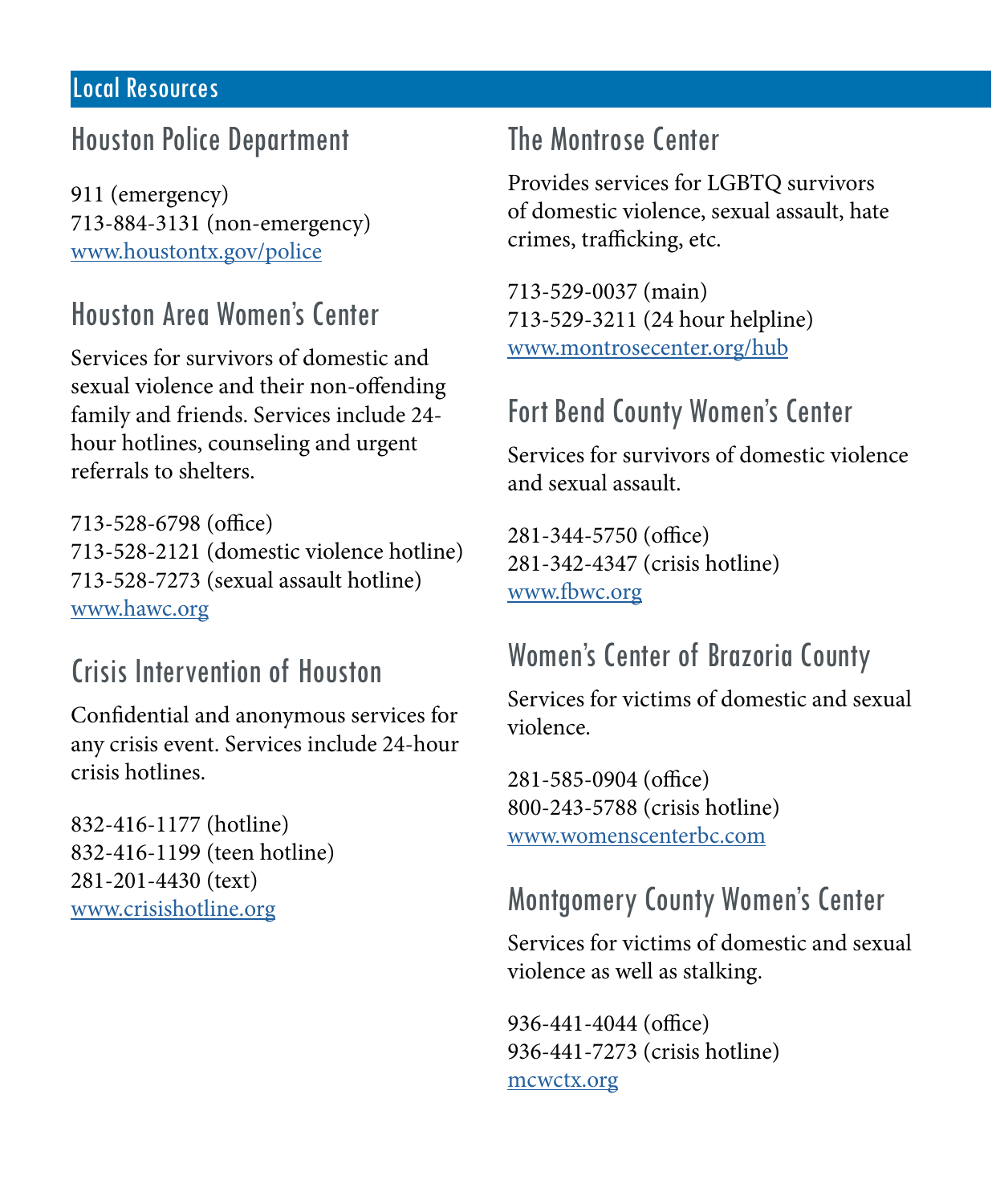## Local Resources

### Houston Police Department

911 (emergency)
713-884-3131 (non-emergency)
www.houstontx.gov/police

### Houston Area Women's Center

Services for survivors of domestic and sexual violence and their non-offending family and friends. Services include 24-hour hotlines, counseling and urgent referrals to shelters.

713-528-6798 (office)
713-528-2121 (domestic violence hotline)
713-528-7273 (sexual assault hotline)
www.hawc.org

### Crisis Intervention of Houston

Confidential and anonymous services for any crisis event. Services include 24-hour crisis hotlines.

832-416-1177 (hotline)
832-416-1199 (teen hotline)
281-201-4430 (text)
www.crisishotline.org

### The Montrose Center

Provides services for LGBTQ survivors of domestic violence, sexual assault, hate crimes, trafficking, etc.

713-529-0037 (main)
713-529-3211 (24 hour helpline)
www.montrosecenter.org/hub

### Fort Bend County Women's Center

Services for survivors of domestic violence and sexual assault.

281-344-5750 (office)
281-342-4347 (crisis hotline)
www.fbwc.org

### Women's Center of Brazoria County

Services for victims of domestic and sexual violence.

281-585-0904 (office)
800-243-5788 (crisis hotline)
www.womenscenterbc.com

### Montgomery County Women's Center

Services for victims of domestic and sexual violence as well as stalking.

936-441-4044 (office)
936-441-7273 (crisis hotline)
mcwctx.org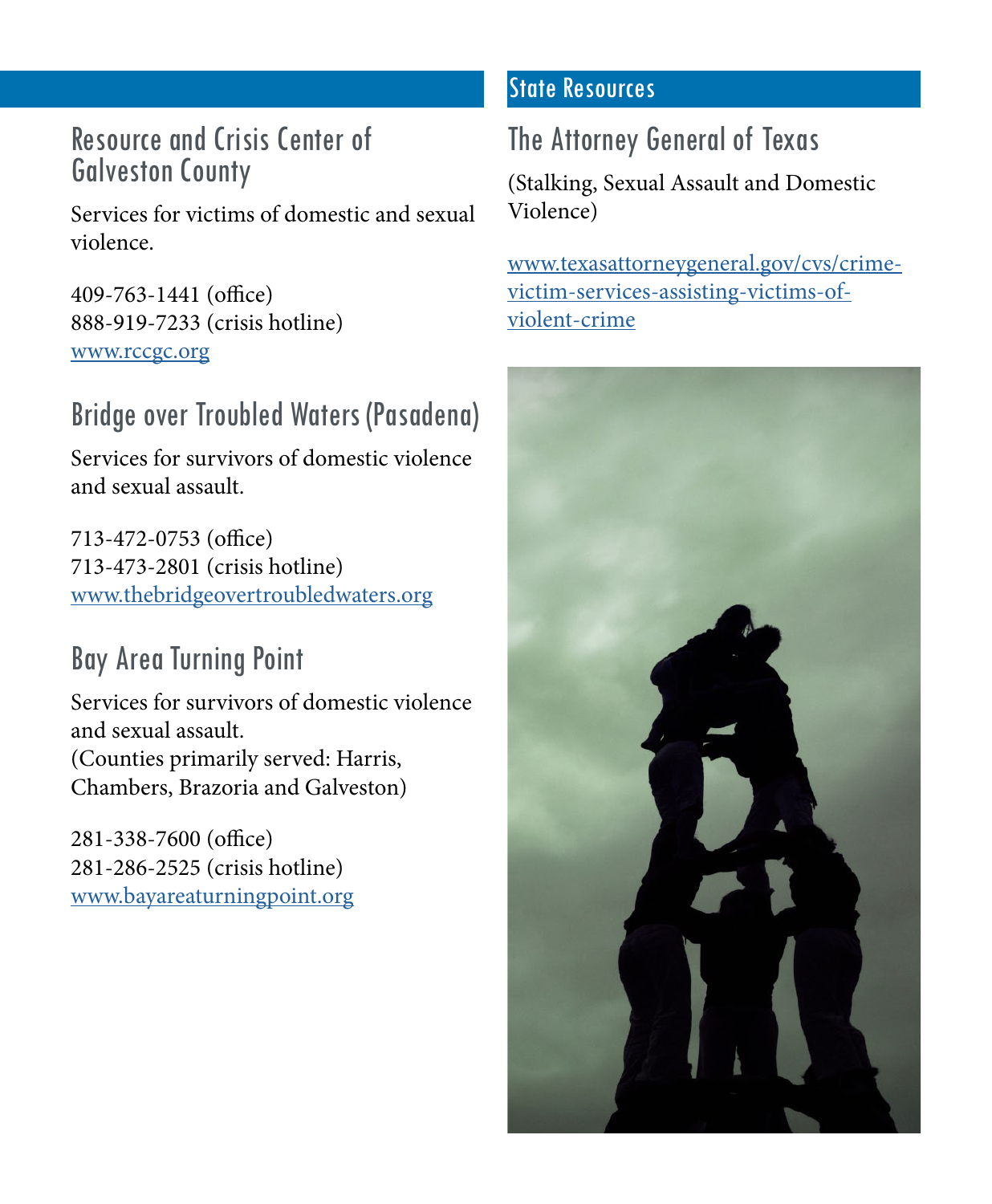## Resource and Crisis Center of Galveston County

Services for victims of domestic and sexual violence.

409-763-1441 (office)
888-919-7233 (crisis hotline)
www.rccgc.org

## Bridge over Troubled Waters (Pasadena)

Services for survivors of domestic violence and sexual assault.

713-472-0753 (office)
713-473-2801 (crisis hotline)
www.thebridgeovertroubledwaters.org

## Bay Area Turning Point

Services for survivors of domestic violence and sexual assault.
(Counties primarily served: Harris, Chambers, Brazoria and Galveston)

281-338-7600 (office)
281-286-2525 (crisis hotline)
www.bayareaturningpoint.org

# State Resources

## The Attorney General of Texas

(Stalking, Sexual Assault and Domestic Violence)

www.texasattorneygeneral.gov/cvs/crime-victim-services-assisting-victims-of-violent-crime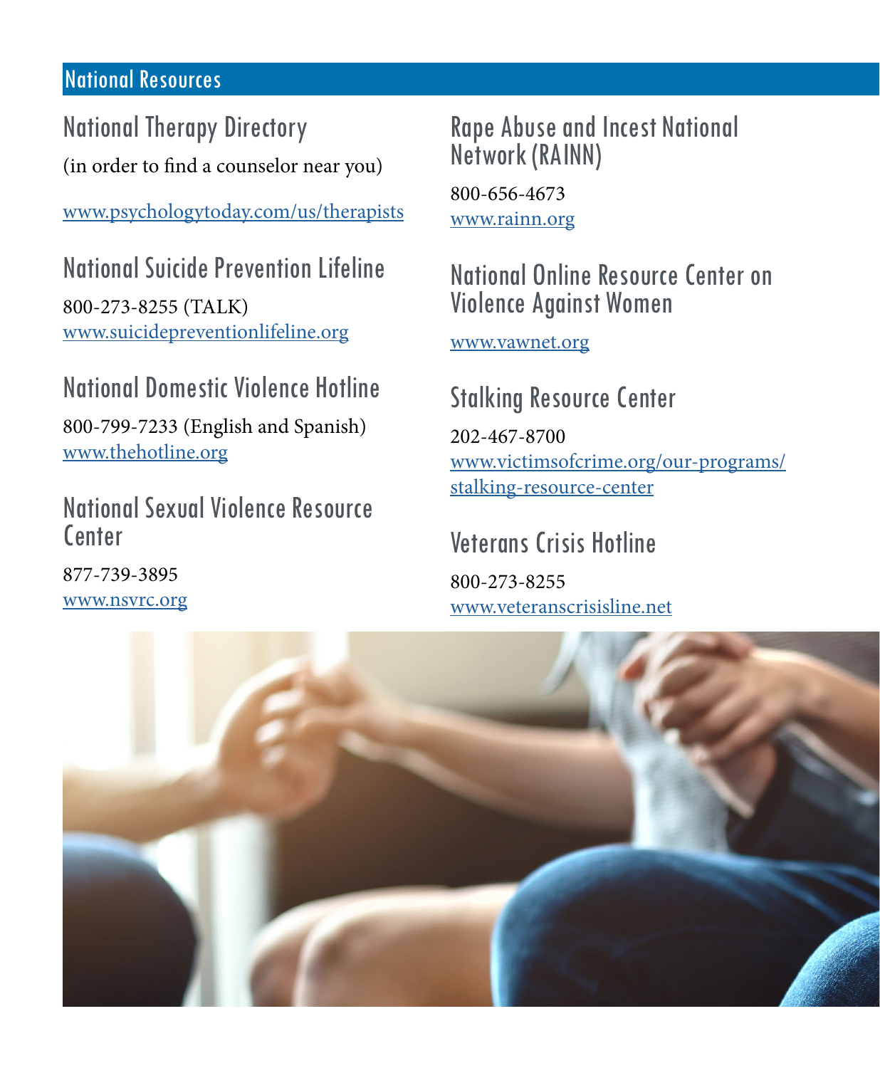## National Resources

### National Therapy Directory

(in order to find a counselor near you)

www.psychologytoday.com/us/therapists

### National Suicide Prevention Lifeline

800-273-8255 (TALK)
www.suicidepreventionlifeline.org

### National Domestic Violence Hotline

800-799-7233 (English and Spanish)
www.thehotline.org

### National Sexual Violence Resource Center

877-739-3895
www.nsvrc.org

### Rape Abuse and Incest National Network (RAINN)

800-656-4673
www.rainn.org

### National Online Resource Center on Violence Against Women

www.vawnet.org

### Stalking Resource Center

202-467-8700
www.victimsofcrime.org/our-programs/stalking-resource-center

### Veterans Crisis Hotline

800-273-8255
www.veteranscrisisline.net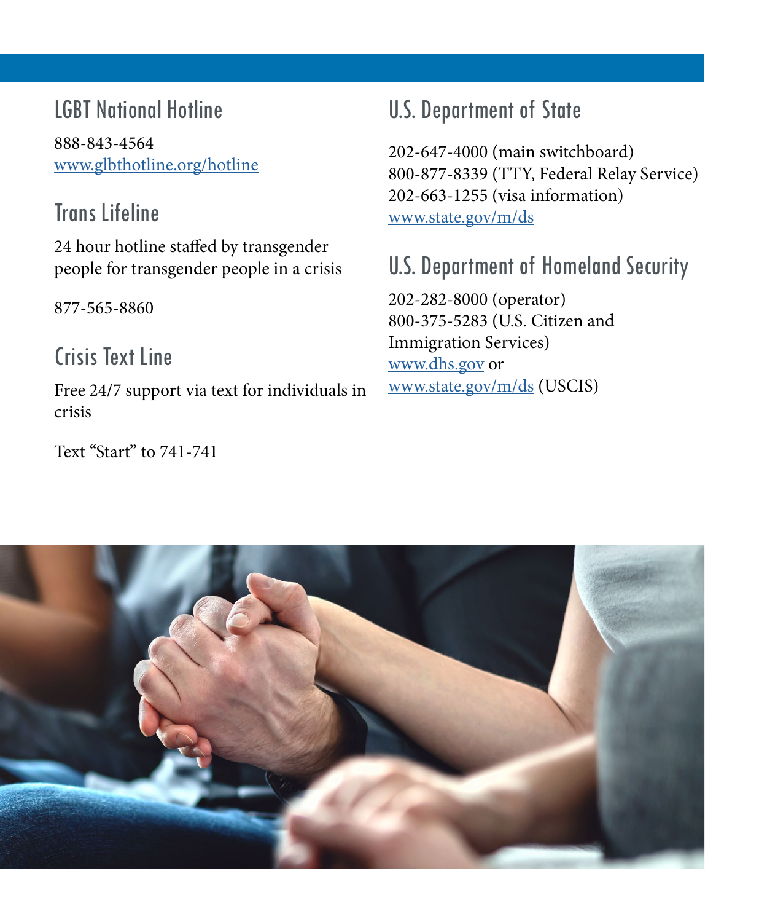## LGBT National Hotline

888-843-4564
www.glbthotline.org/hotline

## Trans Lifeline

24 hour hotline staffed by transgender people for transgender people in a crisis

877-565-8860

## Crisis Text Line

Free 24/7 support via text for individuals in crisis

Text "Start" to 741-741

## U.S. Department of State

202-647-4000 (main switchboard)
800-877-8339 (TTY, Federal Relay Service)
202-663-1255 (visa information)
www.state.gov/m/ds

## U.S. Department of Homeland Security

202-282-8000 (operator)
800-375-5283 (U.S. Citizen and Immigration Services)
www.dhs.gov or
www.state.gov/m/ds (USCIS)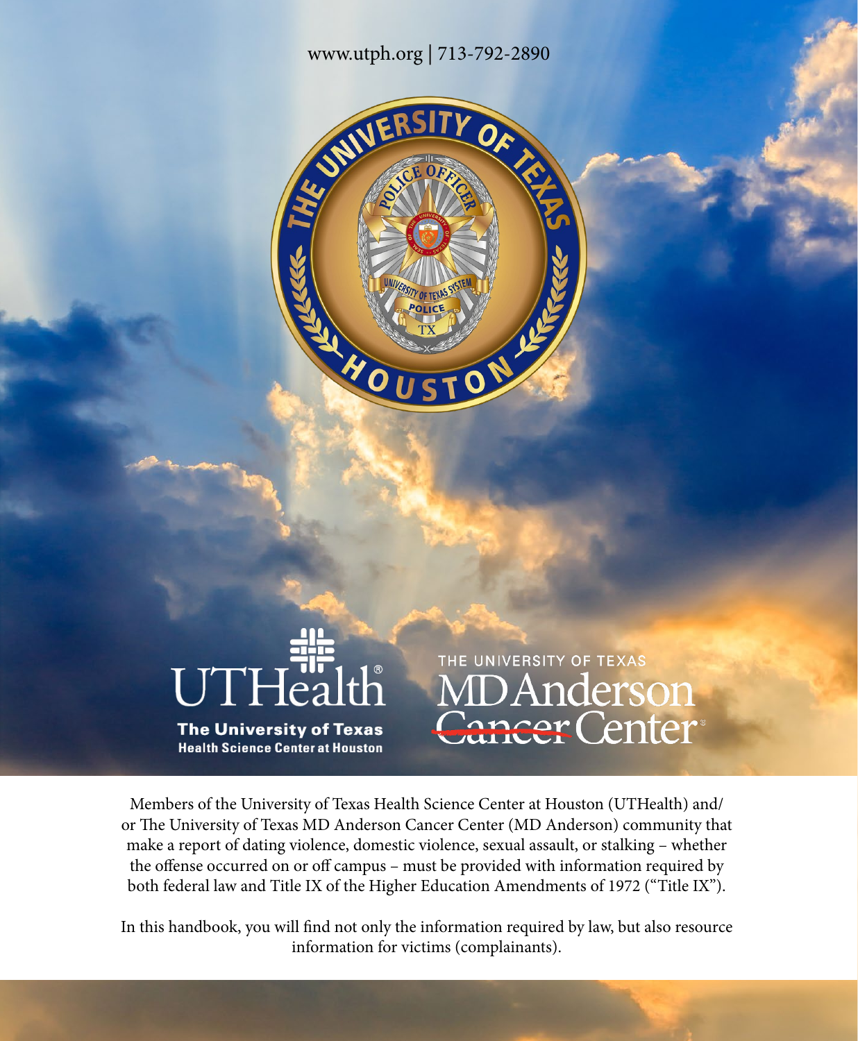www.utph.org | 713-792-2890

THE UNIVERSITY OF TEXAS POLICE HOUSTON

UTHealth
The University of Texas
Health Science Center at Houston

THE UNIVERSITY OF TEXAS
MD Anderson
Cancer Center

Members of the University of Texas Health Science Center at Houston (UTHealth) and/or The University of Texas MD Anderson Cancer Center (MD Anderson) community that make a report of dating violence, domestic violence, sexual assault, or stalking – whether the offense occurred on or off campus – must be provided with information required by both federal law and Title IX of the Higher Education Amendments of 1972 ("Title IX").

In this handbook, you will find not only the information required by law, but also resource information for victims (complainants).